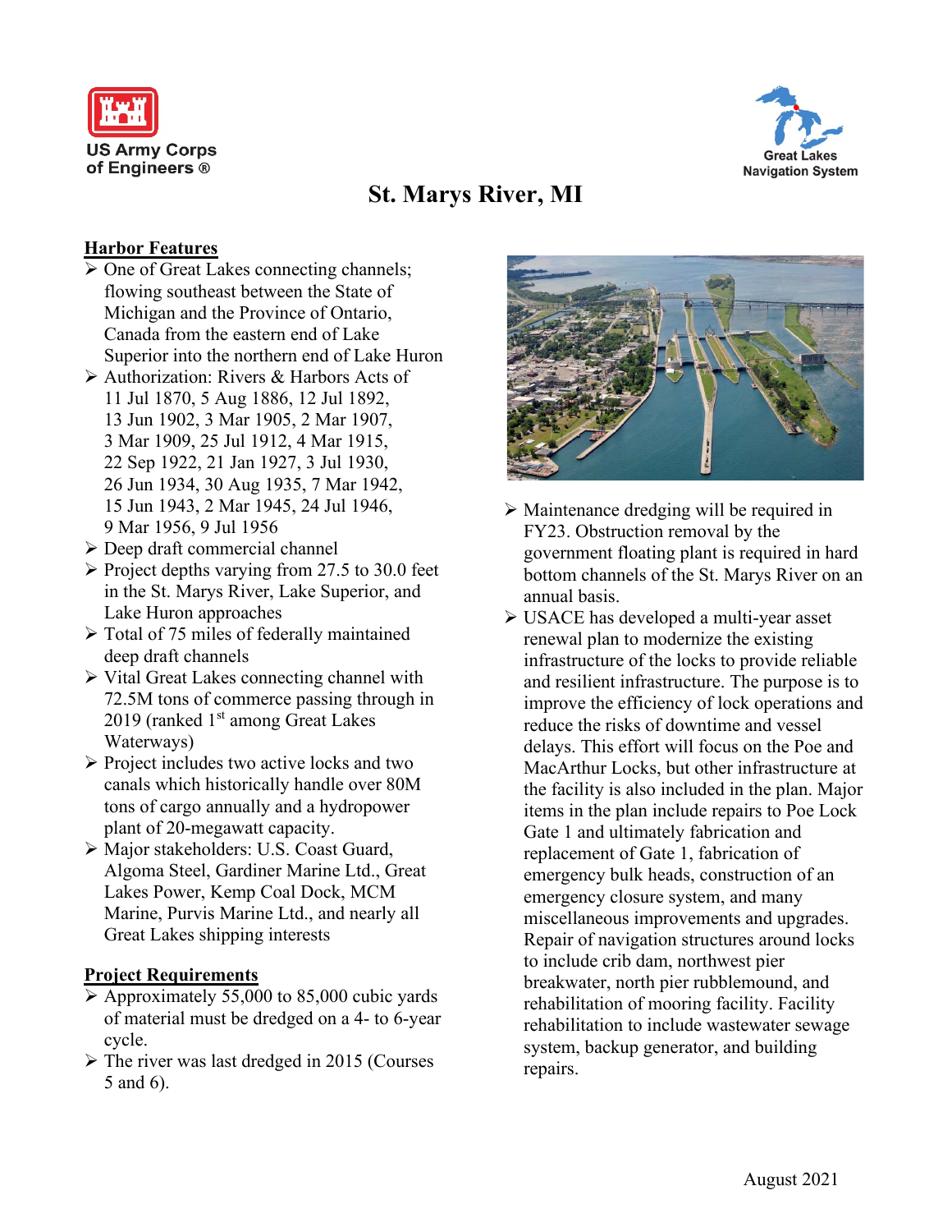US Army Corps of Engineers ®

Great Lakes Navigation System

# St. Marys River, MI

## Harbor Features

- One of Great Lakes connecting channels; flowing southeast between the State of Michigan and the Province of Ontario, Canada from the eastern end of Lake Superior into the northern end of Lake Huron
- Authorization: Rivers & Harbors Acts of 11 Jul 1870, 5 Aug 1886, 12 Jul 1892, 13 Jun 1902, 3 Mar 1905, 2 Mar 1907, 3 Mar 1909, 25 Jul 1912, 4 Mar 1915, 22 Sep 1922, 21 Jan 1927, 3 Jul 1930, 26 Jun 1934, 30 Aug 1935, 7 Mar 1942, 15 Jun 1943, 2 Mar 1945, 24 Jul 1946, 9 Mar 1956, 9 Jul 1956
- Deep draft commercial channel
- Project depths varying from 27.5 to 30.0 feet in the St. Marys River, Lake Superior, and Lake Huron approaches
- Total of 75 miles of federally maintained deep draft channels
- Vital Great Lakes connecting channel with 72.5M tons of commerce passing through in 2019 (ranked 1st among Great Lakes Waterways)
- Project includes two active locks and two canals which historically handle over 80M tons of cargo annually and a hydropower plant of 20-megawatt capacity.
- Major stakeholders: U.S. Coast Guard, Algoma Steel, Gardiner Marine Ltd., Great Lakes Power, Kemp Coal Dock, MCM Marine, Purvis Marine Ltd., and nearly all Great Lakes shipping interests

## Project Requirements

- Approximately 55,000 to 85,000 cubic yards of material must be dredged on a 4- to 6-year cycle.
- The river was last dredged in 2015 (Courses 5 and 6).
- Maintenance dredging will be required in FY23. Obstruction removal by the government floating plant is required in hard bottom channels of the St. Marys River on an annual basis.
- USACE has developed a multi-year asset renewal plan to modernize the existing infrastructure of the locks to provide reliable and resilient infrastructure. The purpose is to improve the efficiency of lock operations and reduce the risks of downtime and vessel delays. This effort will focus on the Poe and MacArthur Locks, but other infrastructure at the facility is also included in the plan. Major items in the plan include repairs to Poe Lock Gate 1 and ultimately fabrication and replacement of Gate 1, fabrication of emergency bulk heads, construction of an emergency closure system, and many miscellaneous improvements and upgrades. Repair of navigation structures around locks to include crib dam, northwest pier breakwater, north pier rubblemound, and rehabilitation of mooring facility. Facility rehabilitation to include wastewater sewage system, backup generator, and building repairs.

August 2021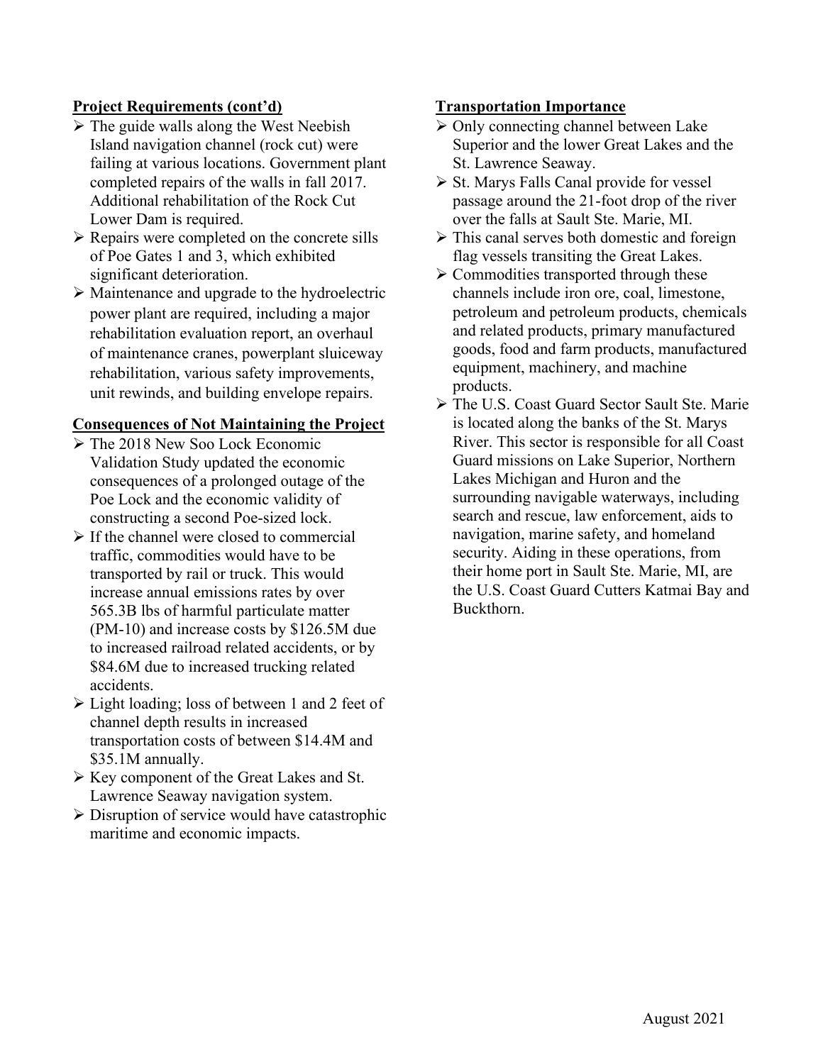**Project Requirements (cont'd)**

- The guide walls along the West Neebish Island navigation channel (rock cut) were failing at various locations. Government plant completed repairs of the walls in fall 2017. Additional rehabilitation of the Rock Cut Lower Dam is required.
- Repairs were completed on the concrete sills of Poe Gates 1 and 3, which exhibited significant deterioration.
- Maintenance and upgrade to the hydroelectric power plant are required, including a major rehabilitation evaluation report, an overhaul of maintenance cranes, powerplant sluiceway rehabilitation, various safety improvements, unit rewinds, and building envelope repairs.

**Consequences of Not Maintaining the Project**

- The 2018 New Soo Lock Economic Validation Study updated the economic consequences of a prolonged outage of the Poe Lock and the economic validity of constructing a second Poe-sized lock.
- If the channel were closed to commercial traffic, commodities would have to be transported by rail or truck. This would increase annual emissions rates by over 565.3B lbs of harmful particulate matter (PM-10) and increase costs by $126.5M due to increased railroad related accidents, or by $84.6M due to increased trucking related accidents.
- Light loading; loss of between 1 and 2 feet of channel depth results in increased transportation costs of between $14.4M and $35.1M annually.
- Key component of the Great Lakes and St. Lawrence Seaway navigation system.
- Disruption of service would have catastrophic maritime and economic impacts.

**Transportation Importance**

- Only connecting channel between Lake Superior and the lower Great Lakes and the St. Lawrence Seaway.
- St. Marys Falls Canal provide for vessel passage around the 21-foot drop of the river over the falls at Sault Ste. Marie, MI.
- This canal serves both domestic and foreign flag vessels transiting the Great Lakes.
- Commodities transported through these channels include iron ore, coal, limestone, petroleum and petroleum products, chemicals and related products, primary manufactured goods, food and farm products, manufactured equipment, machinery, and machine products.
- The U.S. Coast Guard Sector Sault Ste. Marie is located along the banks of the St. Marys River. This sector is responsible for all Coast Guard missions on Lake Superior, Northern Lakes Michigan and Huron and the surrounding navigable waterways, including search and rescue, law enforcement, aids to navigation, marine safety, and homeland security. Aiding in these operations, from their home port in Sault Ste. Marie, MI, are the U.S. Coast Guard Cutters Katmai Bay and Buckthorn.

August 2021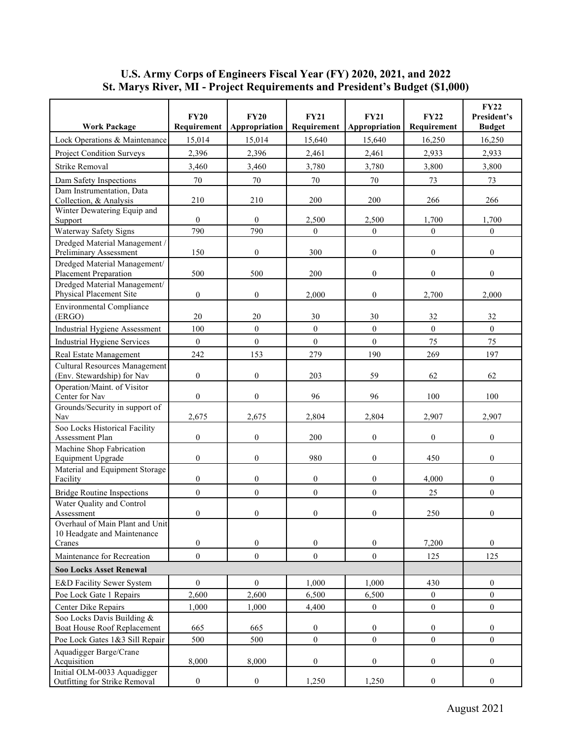# U.S. Army Corps of Engineers Fiscal Year (FY) 2020, 2021, and 2022
## St. Marys River, MI - Project Requirements and President's Budget ($1,000)

| Work Package | FY20 Requirement | FY20 Appropriation | FY21 Requirement | FY21 Appropriation | FY22 Requirement | FY22 President's Budget |
|---|---|---|---|---|---|---|
| Lock Operations & Maintenance | 15,014 | 15,014 | 15,640 | 15,640 | 16,250 | 16,250 |
| Project Condition Surveys | 2,396 | 2,396 | 2,461 | 2,461 | 2,933 | 2,933 |
| Strike Removal | 3,460 | 3,460 | 3,780 | 3,780 | 3,800 | 3,800 |
| Dam Safety Inspections | 70 | 70 | 70 | 70 | 73 | 73 |
| Dam Instrumentation, Data Collection, & Analysis | 210 | 210 | 200 | 200 | 266 | 266 |
| Winter Dewatering Equip and Support | 0 | 0 | 2,500 | 2,500 | 1,700 | 1,700 |
| Waterway Safety Signs | 790 | 790 | 0 | 0 | 0 | 0 |
| Dredged Material Management / Preliminary Assessment | 150 | 0 | 300 | 0 | 0 | 0 |
| Dredged Material Management/ Placement Preparation | 500 | 500 | 200 | 0 | 0 | 0 |
| Dredged Material Management/ Physical Placement Site | 0 | 0 | 2,000 | 0 | 2,700 | 2,000 |
| Environmental Compliance (ERGO) | 20 | 20 | 30 | 30 | 32 | 32 |
| Industrial Hygiene Assessment | 100 | 0 | 0 | 0 | 0 | 0 |
| Industrial Hygiene Services | 0 | 0 | 0 | 0 | 75 | 75 |
| Real Estate Management | 242 | 153 | 279 | 190 | 269 | 197 |
| Cultural Resources Management (Env. Stewardship) for Nav | 0 | 0 | 203 | 59 | 62 | 62 |
| Operation/Maint. of Visitor Center for Nav | 0 | 0 | 96 | 96 | 100 | 100 |
| Grounds/Security in support of Nav | 2,675 | 2,675 | 2,804 | 2,804 | 2,907 | 2,907 |
| Soo Locks Historical Facility Assessment Plan | 0 | 0 | 200 | 0 | 0 | 0 |
| Machine Shop Fabrication Equipment Upgrade | 0 | 0 | 980 | 0 | 450 | 0 |
| Material and Equipment Storage Facility | 0 | 0 | 0 | 0 | 4,000 | 0 |
| Bridge Routine Inspections | 0 | 0 | 0 | 0 | 25 | 0 |
| Water Quality and Control Assessment | 0 | 0 | 0 | 0 | 250 | 0 |
| Overhaul of Main Plant and Unit 10 Headgate and Maintenance Cranes | 0 | 0 | 0 | 0 | 7,200 | 0 |
| Maintenance for Recreation | 0 | 0 | 0 | 0 | 125 | 125 |
| **Soo Locks Asset Renewal** | | | | | | |
| E&D Facility Sewer System | 0 | 0 | 1,000 | 1,000 | 430 | 0 |
| Poe Lock Gate 1 Repairs | 2,600 | 2,600 | 6,500 | 6,500 | 0 | 0 |
| Center Dike Repairs | 1,000 | 1,000 | 4,400 | 0 | 0 | 0 |
| Soo Locks Davis Building & Boat House Roof Replacement | 665 | 665 | 0 | 0 | 0 | 0 |
| Poe Lock Gates 1&3 Sill Repair | 500 | 500 | 0 | 0 | 0 | 0 |
| Aquadigger Barge/Crane Acquisition | 8,000 | 8,000 | 0 | 0 | 0 | 0 |
| Initial OLM-0033 Aquadigger Outfitting for Strike Removal | 0 | 0 | 1,250 | 1,250 | 0 | 0 |

August 2021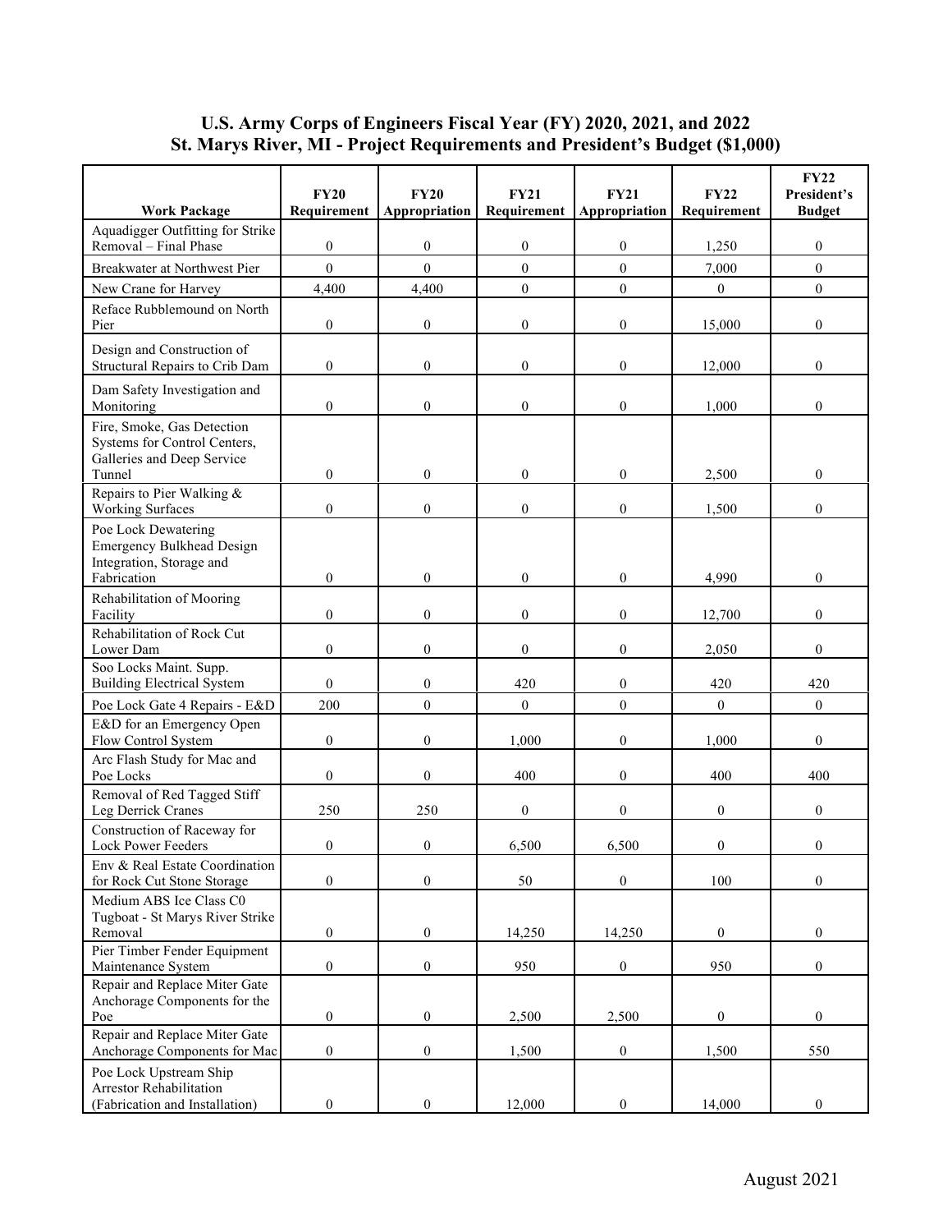# U.S. Army Corps of Engineers Fiscal Year (FY) 2020, 2021, and 2022
## St. Marys River, MI - Project Requirements and President's Budget ($1,000)

| Work Package | FY20 Requirement | FY20 Appropriation | FY21 Requirement | FY21 Appropriation | FY22 Requirement | FY22 President's Budget |
|---|---|---|---|---|---|---|
| Aquadigger Outfitting for Strike Removal – Final Phase | 0 | 0 | 0 | 0 | 1,250 | 0 |
| Breakwater at Northwest Pier | 0 | 0 | 0 | 0 | 7,000 | 0 |
| New Crane for Harvey | 4,400 | 4,400 | 0 | 0 | 0 | 0 |
| Reface Rubblemound on North Pier | 0 | 0 | 0 | 0 | 15,000 | 0 |
| Design and Construction of Structural Repairs to Crib Dam | 0 | 0 | 0 | 0 | 12,000 | 0 |
| Dam Safety Investigation and Monitoring | 0 | 0 | 0 | 0 | 1,000 | 0 |
| Fire, Smoke, Gas Detection Systems for Control Centers, Galleries and Deep Service Tunnel | 0 | 0 | 0 | 0 | 2,500 | 0 |
| Repairs to Pier Walking & Working Surfaces | 0 | 0 | 0 | 0 | 1,500 | 0 |
| Poe Lock Dewatering Emergency Bulkhead Design Integration, Storage and Fabrication | 0 | 0 | 0 | 0 | 4,990 | 0 |
| Rehabilitation of Mooring Facility | 0 | 0 | 0 | 0 | 12,700 | 0 |
| Rehabilitation of Rock Cut Lower Dam | 0 | 0 | 0 | 0 | 2,050 | 0 |
| Soo Locks Maint. Supp. Building Electrical System | 0 | 0 | 420 | 0 | 420 | 420 |
| Poe Lock Gate 4 Repairs - E&D | 200 | 0 | 0 | 0 | 0 | 0 |
| E&D for an Emergency Open Flow Control System | 0 | 0 | 1,000 | 0 | 1,000 | 0 |
| Arc Flash Study for Mac and Poe Locks | 0 | 0 | 400 | 0 | 400 | 400 |
| Removal of Red Tagged Stiff Leg Derrick Cranes | 250 | 250 | 0 | 0 | 0 | 0 |
| Construction of Raceway for Lock Power Feeders | 0 | 0 | 6,500 | 6,500 | 0 | 0 |
| Env & Real Estate Coordination for Rock Cut Stone Storage | 0 | 0 | 50 | 0 | 100 | 0 |
| Medium ABS Ice Class C0 Tugboat - St Marys River Strike Removal | 0 | 0 | 14,250 | 14,250 | 0 | 0 |
| Pier Timber Fender Equipment Maintenance System | 0 | 0 | 950 | 0 | 950 | 0 |
| Repair and Replace Miter Gate Anchorage Components for the Poe | 0 | 0 | 2,500 | 2,500 | 0 | 0 |
| Repair and Replace Miter Gate Anchorage Components for Mac | 0 | 0 | 1,500 | 0 | 1,500 | 550 |
| Poe Lock Upstream Ship Arrestor Rehabilitation (Fabrication and Installation) | 0 | 0 | 12,000 | 0 | 14,000 | 0 |

August 2021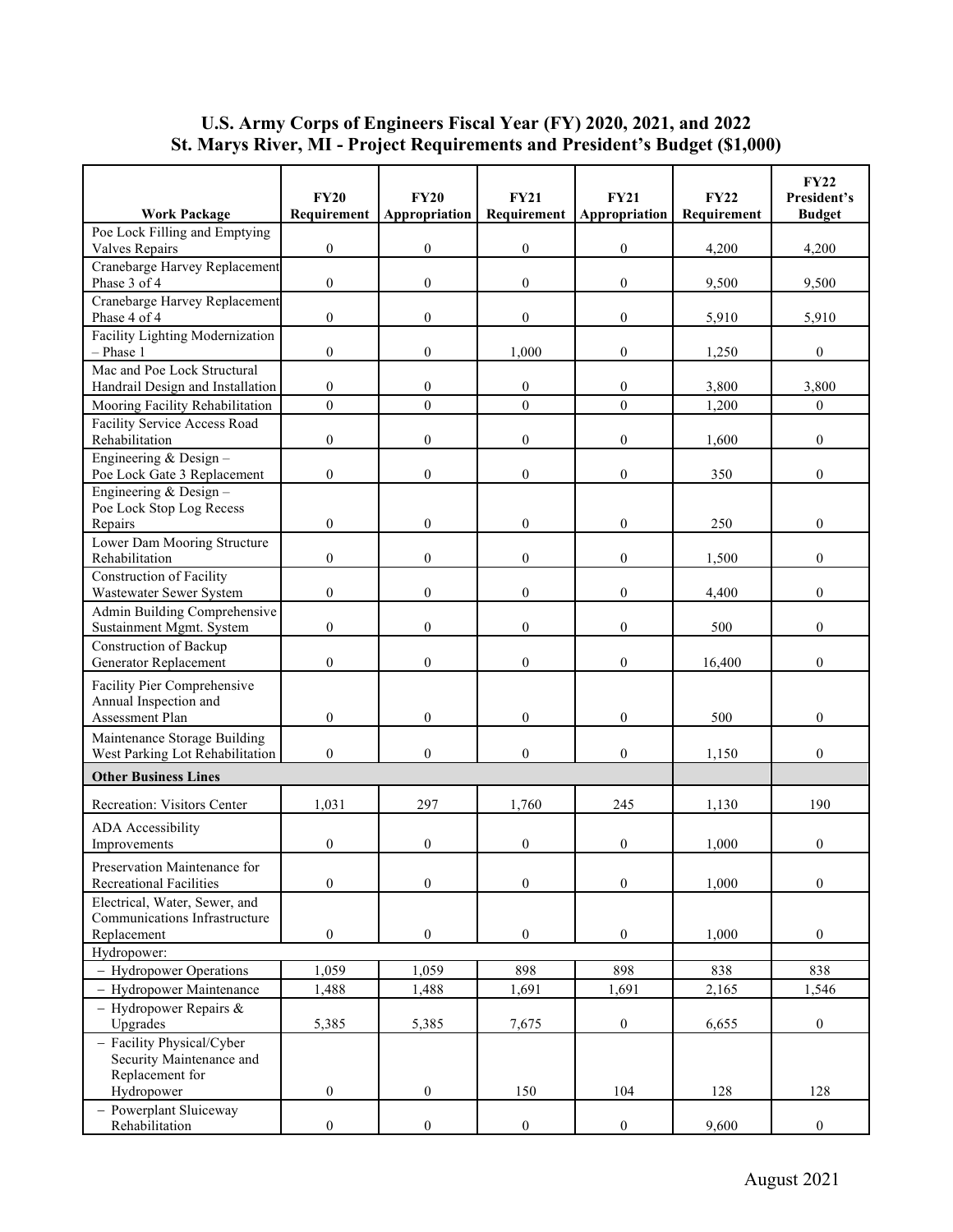## U.S. Army Corps of Engineers Fiscal Year (FY) 2020, 2021, and 2022
## St. Marys River, MI - Project Requirements and President's Budget ($1,000)

| Work Package | FY20 Requirement | FY20 Appropriation | FY21 Requirement | FY21 Appropriation | FY22 Requirement | FY22 President's Budget |
|---|---|---|---|---|---|---|
| Poe Lock Filling and Emptying Valves Repairs | 0 | 0 | 0 | 0 | 4,200 | 4,200 |
| Cranebarge Harvey Replacement Phase 3 of 4 | 0 | 0 | 0 | 0 | 9,500 | 9,500 |
| Cranebarge Harvey Replacement Phase 4 of 4 | 0 | 0 | 0 | 0 | 5,910 | 5,910 |
| Facility Lighting Modernization – Phase 1 | 0 | 0 | 1,000 | 0 | 1,250 | 0 |
| Mac and Poe Lock Structural Handrail Design and Installation | 0 | 0 | 0 | 0 | 3,800 | 3,800 |
| Mooring Facility Rehabilitation | 0 | 0 | 0 | 0 | 1,200 | 0 |
| Facility Service Access Road Rehabilitation | 0 | 0 | 0 | 0 | 1,600 | 0 |
| Engineering & Design – Poe Lock Gate 3 Replacement | 0 | 0 | 0 | 0 | 350 | 0 |
| Engineering & Design – Poe Lock Stop Log Recess Repairs | 0 | 0 | 0 | 0 | 250 | 0 |
| Lower Dam Mooring Structure Rehabilitation | 0 | 0 | 0 | 0 | 1,500 | 0 |
| Construction of Facility Wastewater Sewer System | 0 | 0 | 0 | 0 | 4,400 | 0 |
| Admin Building Comprehensive Sustainment Mgmt. System | 0 | 0 | 0 | 0 | 500 | 0 |
| Construction of Backup Generator Replacement | 0 | 0 | 0 | 0 | 16,400 | 0 |
| Facility Pier Comprehensive Annual Inspection and Assessment Plan | 0 | 0 | 0 | 0 | 500 | 0 |
| Maintenance Storage Building West Parking Lot Rehabilitation | 0 | 0 | 0 | 0 | 1,150 | 0 |
| **Other Business Lines** | | | | | | |
| Recreation: Visitors Center | 1,031 | 297 | 1,760 | 245 | 1,130 | 190 |
| ADA Accessibility Improvements | 0 | 0 | 0 | 0 | 1,000 | 0 |
| Preservation Maintenance for Recreational Facilities | 0 | 0 | 0 | 0 | 1,000 | 0 |
| Electrical, Water, Sewer, and Communications Infrastructure Replacement | 0 | 0 | 0 | 0 | 1,000 | 0 |
| Hydropower: | | | | | | |
| – Hydropower Operations | 1,059 | 1,059 | 898 | 898 | 838 | 838 |
| – Hydropower Maintenance | 1,488 | 1,488 | 1,691 | 1,691 | 2,165 | 1,546 |
| – Hydropower Repairs & Upgrades | 5,385 | 5,385 | 7,675 | 0 | 6,655 | 0 |
| – Facility Physical/Cyber Security Maintenance and Replacement for Hydropower | 0 | 0 | 150 | 104 | 128 | 128 |
| – Powerplant Sluiceway Rehabilitation | 0 | 0 | 0 | 0 | 9,600 | 0 |

August 2021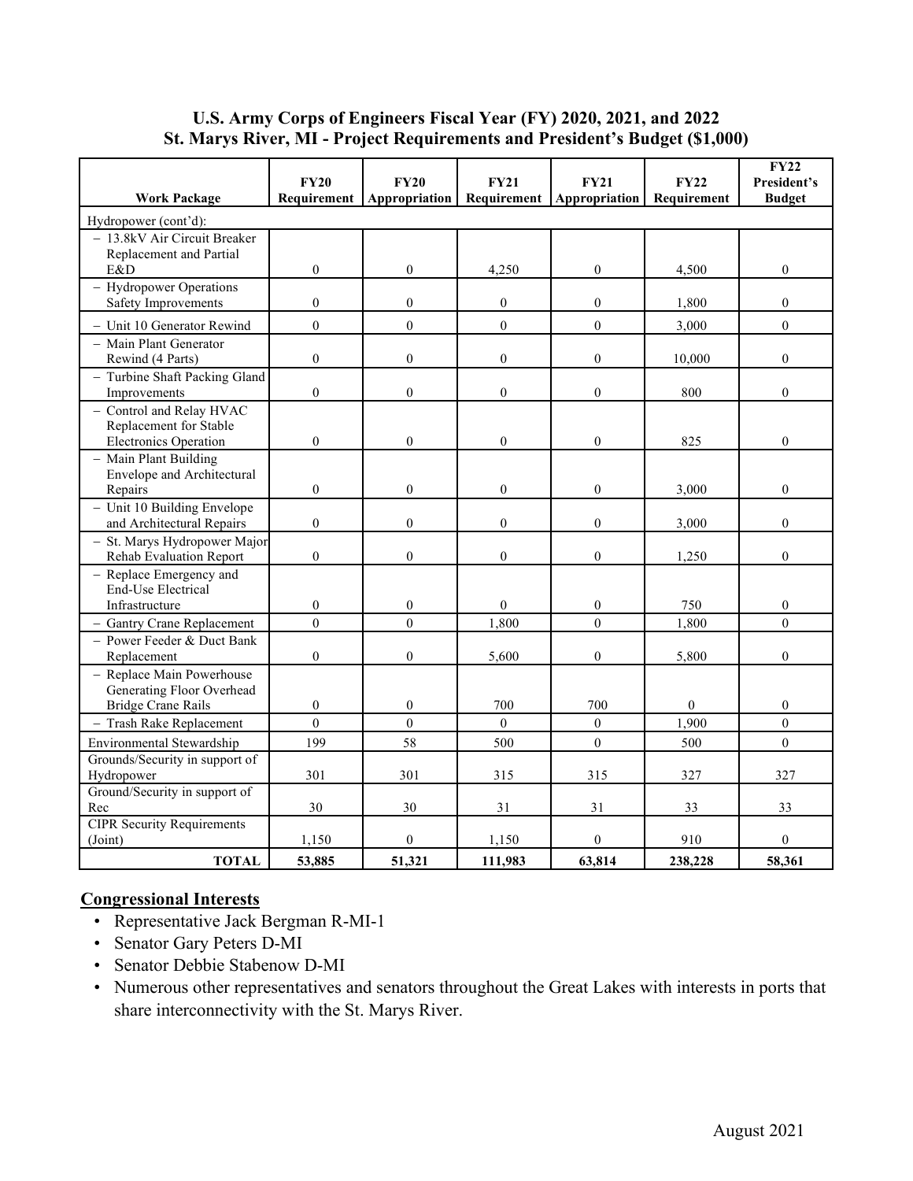**U.S. Army Corps of Engineers Fiscal Year (FY) 2020, 2021, and 2022**
**St. Marys River, MI - Project Requirements and President's Budget ($1,000)**

| Work Package | FY20 Requirement | FY20 Appropriation | FY21 Requirement | FY21 Appropriation | FY22 Requirement | FY22 President's Budget |
|---|---|---|---|---|---|---|
| Hydropower (cont'd): | | | | | | |
| – 13.8kV Air Circuit Breaker Replacement and Partial E&D | 0 | 0 | 4,250 | 0 | 4,500 | 0 |
| – Hydropower Operations Safety Improvements | 0 | 0 | 0 | 0 | 1,800 | 0 |
| – Unit 10 Generator Rewind | 0 | 0 | 0 | 0 | 3,000 | 0 |
| – Main Plant Generator Rewind (4 Parts) | 0 | 0 | 0 | 0 | 10,000 | 0 |
| – Turbine Shaft Packing Gland Improvements | 0 | 0 | 0 | 0 | 800 | 0 |
| – Control and Relay HVAC Replacement for Stable Electronics Operation | 0 | 0 | 0 | 0 | 825 | 0 |
| – Main Plant Building Envelope and Architectural Repairs | 0 | 0 | 0 | 0 | 3,000 | 0 |
| – Unit 10 Building Envelope and Architectural Repairs | 0 | 0 | 0 | 0 | 3,000 | 0 |
| – St. Marys Hydropower Major Rehab Evaluation Report | 0 | 0 | 0 | 0 | 1,250 | 0 |
| – Replace Emergency and End-Use Electrical Infrastructure | 0 | 0 | 0 | 0 | 750 | 0 |
| – Gantry Crane Replacement | 0 | 0 | 1,800 | 0 | 1,800 | 0 |
| – Power Feeder & Duct Bank Replacement | 0 | 0 | 5,600 | 0 | 5,800 | 0 |
| – Replace Main Powerhouse Generating Floor Overhead Bridge Crane Rails | 0 | 0 | 700 | 700 | 0 | 0 |
| – Trash Rake Replacement | 0 | 0 | 0 | 0 | 1,900 | 0 |
| Environmental Stewardship | 199 | 58 | 500 | 0 | 500 | 0 |
| Grounds/Security in support of Hydropower | 301 | 301 | 315 | 315 | 327 | 327 |
| Ground/Security in support of Rec | 30 | 30 | 31 | 31 | 33 | 33 |
| CIPR Security Requirements (Joint) | 1,150 | 0 | 1,150 | 0 | 910 | 0 |
| **TOTAL** | **53,885** | **51,321** | **111,983** | **63,814** | **238,228** | **58,361** |

## Congressional Interests

- Representative Jack Bergman R-MI-1
- Senator Gary Peters D-MI
- Senator Debbie Stabenow D-MI
- Numerous other representatives and senators throughout the Great Lakes with interests in ports that share interconnectivity with the St. Marys River.

August 2021